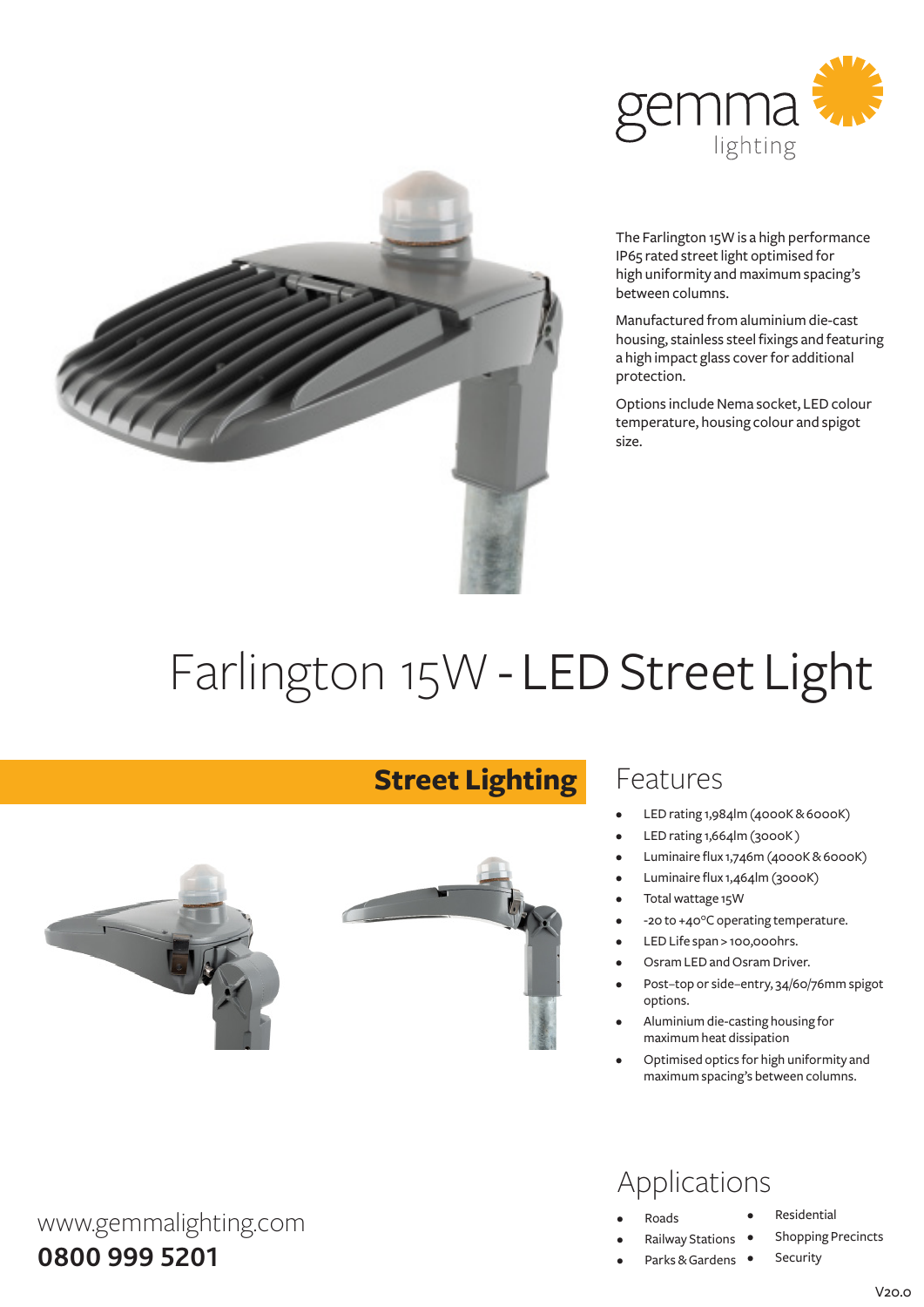gemma lighting

The Farlington 15W is a high performance IP65 rated street light optimised for high uniformity and maximum spacing's between columns.

Manufactured from aluminium die-cast housing, stainless steel fixings and featuring a high impact glass cover for additional protection.

Options include Nema socket, LED colour temperature, housing colour and spigot size.

# Farlington 15W - **LED Street Light**

## **Street Lighting**

## Features

- LED rating 1,984lm (4000K & 6000K)
- LED rating 1,664lm (3000K)
- Luminaire flux 1,746m (4000K & 6000K)
- Luminaire flux 1,464lm (3000K)
- Total wattage 15W
- -20 to +40°C operating temperature.
- LED Life span > 100,000hrs.
- Osram LED and Osram Driver.
- Post–top or side–entry, 34/60/76mm spigot options.
- Aluminium die-casting housing for maximum heat dissipation
- Optimised optics for high uniformity and maximum spacing's between columns.

## Applications

- Roads
- Railway Stations
- Parks & Gardens
- Residential
- Shopping Precincts
- Security

www.gemmalighting.com

**0800 999 5201**

V20.0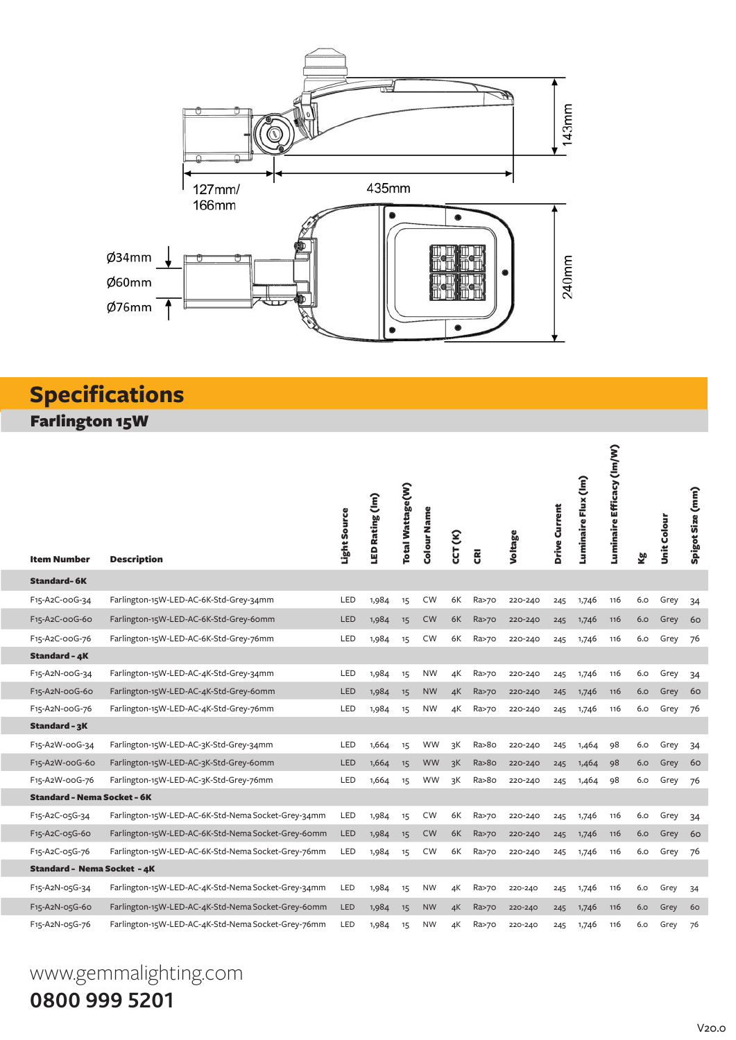127mm/
166mm

435mm

143mm

Ø34mm
Ø60mm
Ø76mm

240mm

## Specifications

### Farlington 15W

| Item Number | Description | Light Source | LED Rating (lm) | Total Wattage (W) | Colour Name | CCT (K) | CRI | Voltage | Drive Current | Luminaire Flux (lm) | Luminaire Efficacy (lm/W) | Kg | Unit Colour | Spigot Size (mm) |
|---|---|---|---|---|---|---|---|---|---|---|---|---|---|---|
| **Standard - 6K** | | | | | | | | | | | | | | |
| F15-A2C-00G-34 | Farlington-15W-LED-AC-6K-Std-Grey-34mm | LED | 1,984 | 15 | CW | 6K | Ra>70 | 220-240 | 245 | 1,746 | 116 | 6.0 | Grey | 34 |
| F15-A2C-00G-60 | Farlington-15W-LED-AC-6K-Std-Grey-60mm | LED | 1,984 | 15 | CW | 6K | Ra>70 | 220-240 | 245 | 1,746 | 116 | 6.0 | Grey | 60 |
| F15-A2C-00G-76 | Farlington-15W-LED-AC-6K-Std-Grey-76mm | LED | 1,984 | 15 | CW | 6K | Ra>70 | 220-240 | 245 | 1,746 | 116 | 6.0 | Grey | 76 |
| **Standard - 4K** | | | | | | | | | | | | | | |
| F15-A2N-00G-34 | Farlington-15W-LED-AC-4K-Std-Grey-34mm | LED | 1,984 | 15 | NW | 4K | Ra>70 | 220-240 | 245 | 1,746 | 116 | 6.0 | Grey | 34 |
| F15-A2N-00G-60 | Farlington-15W-LED-AC-4K-Std-Grey-60mm | LED | 1,984 | 15 | NW | 4K | Ra>70 | 220-240 | 245 | 1,746 | 116 | 6.0 | Grey | 60 |
| F15-A2N-00G-76 | Farlington-15W-LED-AC-4K-Std-Grey-76mm | LED | 1,984 | 15 | NW | 4K | Ra>70 | 220-240 | 245 | 1,746 | 116 | 6.0 | Grey | 76 |
| **Standard - 3K** | | | | | | | | | | | | | | |
| F15-A2W-00G-34 | Farlington-15W-LED-AC-3K-Std-Grey-34mm | LED | 1,664 | 15 | WW | 3K | Ra>80 | 220-240 | 245 | 1,464 | 98 | 6.0 | Grey | 34 |
| F15-A2W-00G-60 | Farlington-15W-LED-AC-3K-Std-Grey-60mm | LED | 1,664 | 15 | WW | 3K | Ra>80 | 220-240 | 245 | 1,464 | 98 | 6.0 | Grey | 60 |
| F15-A2W-00G-76 | Farlington-15W-LED-AC-3K-Std-Grey-76mm | LED | 1,664 | 15 | WW | 3K | Ra>80 | 220-240 | 245 | 1,464 | 98 | 6.0 | Grey | 76 |
| **Standard - Nema Socket - 6K** | | | | | | | | | | | | | | |
| F15-A2C-05G-34 | Farlington-15W-LED-AC-6K-Std-Nema Socket-Grey-34mm | LED | 1,984 | 15 | CW | 6K | Ra>70 | 220-240 | 245 | 1,746 | 116 | 6.0 | Grey | 34 |
| F15-A2C-05G-60 | Farlington-15W-LED-AC-6K-Std-Nema Socket-Grey-60mm | LED | 1,984 | 15 | CW | 6K | Ra>70 | 220-240 | 245 | 1,746 | 116 | 6.0 | Grey | 60 |
| F15-A2C-05G-76 | Farlington-15W-LED-AC-6K-Std-Nema Socket-Grey-76mm | LED | 1,984 | 15 | CW | 6K | Ra>70 | 220-240 | 245 | 1,746 | 116 | 6.0 | Grey | 76 |
| **Standard - Nema Socket - 4K** | | | | | | | | | | | | | | |
| F15-A2N-05G-34 | Farlington-15W-LED-AC-4K-Std-Nema Socket-Grey-34mm | LED | 1,984 | 15 | NW | 4K | Ra>70 | 220-240 | 245 | 1,746 | 116 | 6.0 | Grey | 34 |
| F15-A2N-05G-60 | Farlington-15W-LED-AC-4K-Std-Nema Socket-Grey-60mm | LED | 1,984 | 15 | NW | 4K | Ra>70 | 220-240 | 245 | 1,746 | 116 | 6.0 | Grey | 60 |
| F15-A2N-05G-76 | Farlington-15W-LED-AC-4K-Std-Nema Socket-Grey-76mm | LED | 1,984 | 15 | NW | 4K | Ra>70 | 220-240 | 245 | 1,746 | 116 | 6.0 | Grey | 76 |

www.gemmalighting.com

**0800 999 5201**

V20.0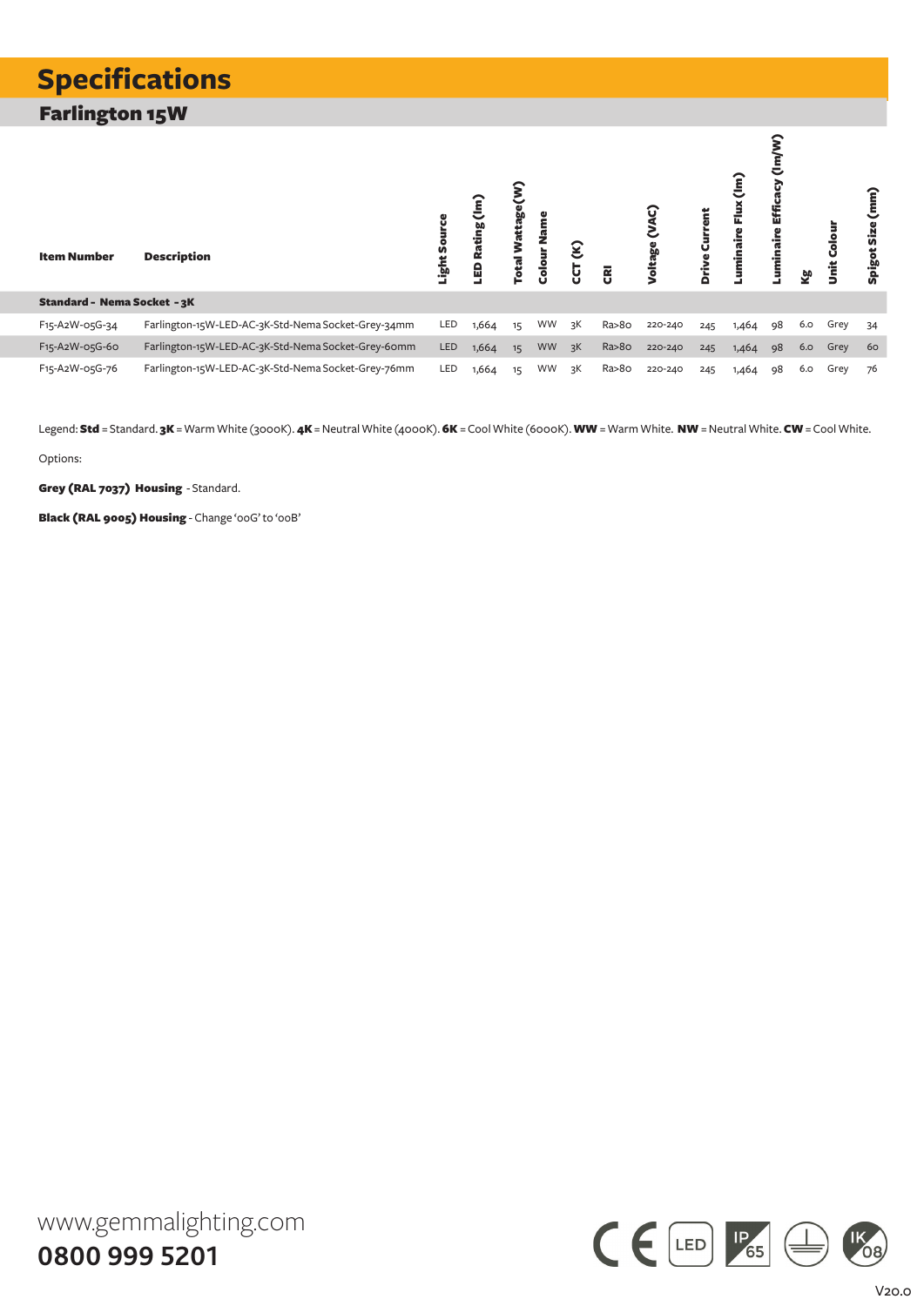# Specifications

## Farlington 15W

| Item Number | Description | Light Source | LED Rating (lm) | Total Wattage(W) | Colour Name | CCT (K) | CRI | Voltage (VAC) | Drive Current | Luminaire Flux (lm) | Luminaire Efficacy (lm/W) | Kg | Unit Colour | Spigot Size (mm) |
|---|---|---|---|---|---|---|---|---|---|---|---|---|---|---|
| **Standard - Nema Socket - 3K** | | | | | | | | | | | | | | |
| F15-A2W-05G-34 | Farlington-15W-LED-AC-3K-Std-Nema Socket-Grey-34mm | LED | 1,664 | 15 | WW | 3K | Ra>80 | 220-240 | 245 | 1,464 | 98 | 6.0 | Grey | 34 |
| F15-A2W-05G-60 | Farlington-15W-LED-AC-3K-Std-Nema Socket-Grey-60mm | LED | 1,664 | 15 | WW | 3K | Ra>80 | 220-240 | 245 | 1,464 | 98 | 6.0 | Grey | 60 |
| F15-A2W-05G-76 | Farlington-15W-LED-AC-3K-Std-Nema Socket-Grey-76mm | LED | 1,664 | 15 | WW | 3K | Ra>80 | 220-240 | 245 | 1,464 | 98 | 6.0 | Grey | 76 |

Legend: **Std** = Standard. **3K** = Warm White (3000K). **4K** = Neutral White (4000K). **6K** = Cool White (6000K). **WW** = Warm White. **NW** = Neutral White. **CW** = Cool White.

Options:

**Grey (RAL 7037) Housing** - Standard.

**Black (RAL 9005) Housing** - Change '00G' to '00B'

www.gemmalighting.com
**0800 999 5201**

V20.0